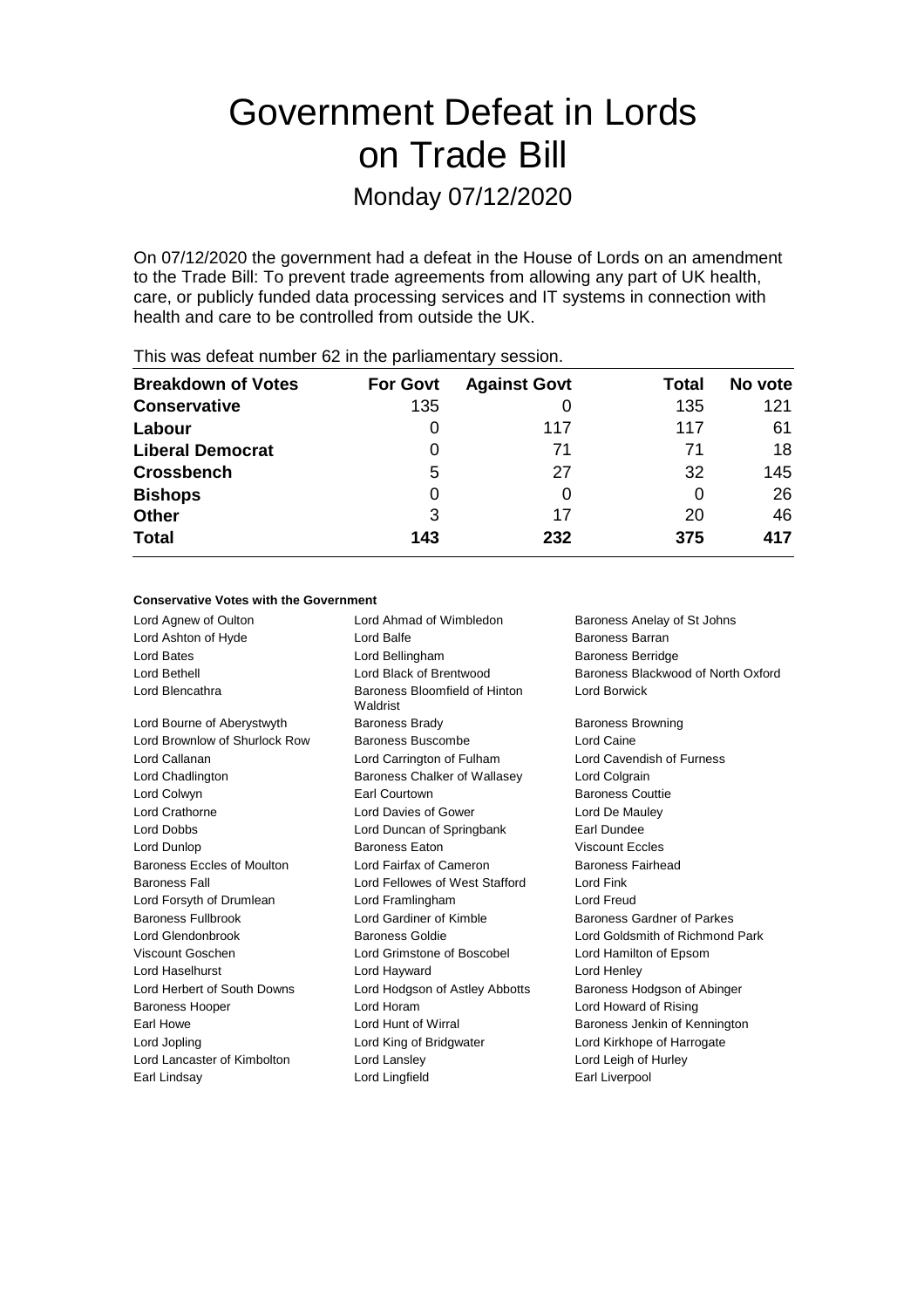# Government Defeat in Lords on Trade Bill

## Monday 07/12/2020

On 07/12/2020 the government had a defeat in the House of Lords on an amendment to the Trade Bill: To prevent trade agreements from allowing any part of UK health, care, or publicly funded data processing services and IT systems in connection with health and care to be controlled from outside the UK.

This was defeat number 62 in the parliamentary session.

| Breakdown of Votes | For Govt | Against Govt | Total | No vote |
|---|---|---|---|---|
| **Conservative** | 135 | 0 | 135 | 121 |
| **Labour** | 0 | 117 | 117 | 61 |
| **Liberal Democrat** | 0 | 71 | 71 | 18 |
| **Crossbench** | 5 | 27 | 32 | 145 |
| **Bishops** | 0 | 0 | 0 | 26 |
| **Other** | 3 | 17 | 20 | 46 |
| **Total** | **143** | **232** | **375** | **417** |

**Conservative Votes with the Government**

| | | |
|---|---|---|
| Lord Agnew of Oulton | Lord Ahmad of Wimbledon | Baroness Anelay of St Johns |
| Lord Ashton of Hyde | Lord Balfe | Baroness Barran |
| Lord Bates | Lord Bellingham | Baroness Berridge |
| Lord Bethell | Lord Black of Brentwood | Baroness Blackwood of North Oxford |
| Lord Blencathra | Baroness Bloomfield of Hinton Waldrist | Lord Borwick |
| Lord Bourne of Aberystwyth | Baroness Brady | Baroness Browning |
| Lord Brownlow of Shurlock Row | Baroness Buscombe | Lord Caine |
| Lord Callanan | Lord Carrington of Fulham | Lord Cavendish of Furness |
| Lord Chadlington | Baroness Chalker of Wallasey | Lord Colgrain |
| Lord Colwyn | Earl Courtown | Baroness Couttie |
| Lord Crathorne | Lord Davies of Gower | Lord De Mauley |
| Lord Dobbs | Lord Duncan of Springbank | Earl Dundee |
| Lord Dunlop | Baroness Eaton | Viscount Eccles |
| Baroness Eccles of Moulton | Lord Fairfax of Cameron | Baroness Fairhead |
| Baroness Fall | Lord Fellowes of West Stafford | Lord Fink |
| Lord Forsyth of Drumlean | Lord Framlingham | Lord Freud |
| Baroness Fullbrook | Lord Gardiner of Kimble | Baroness Gardner of Parkes |
| Lord Glendonbrook | Baroness Goldie | Lord Goldsmith of Richmond Park |
| Viscount Goschen | Lord Grimstone of Boscobel | Lord Hamilton of Epsom |
| Lord Haselhurst | Lord Hayward | Lord Henley |
| Lord Herbert of South Downs | Lord Hodgson of Astley Abbotts | Baroness Hodgson of Abinger |
| Baroness Hooper | Lord Horam | Lord Howard of Rising |
| Earl Howe | Lord Hunt of Wirral | Baroness Jenkin of Kennington |
| Lord Jopling | Lord King of Bridgwater | Lord Kirkhope of Harrogate |
| Lord Lancaster of Kimbolton | Lord Lansley | Lord Leigh of Hurley |
| Earl Lindsay | Lord Lingfield | Earl Liverpool |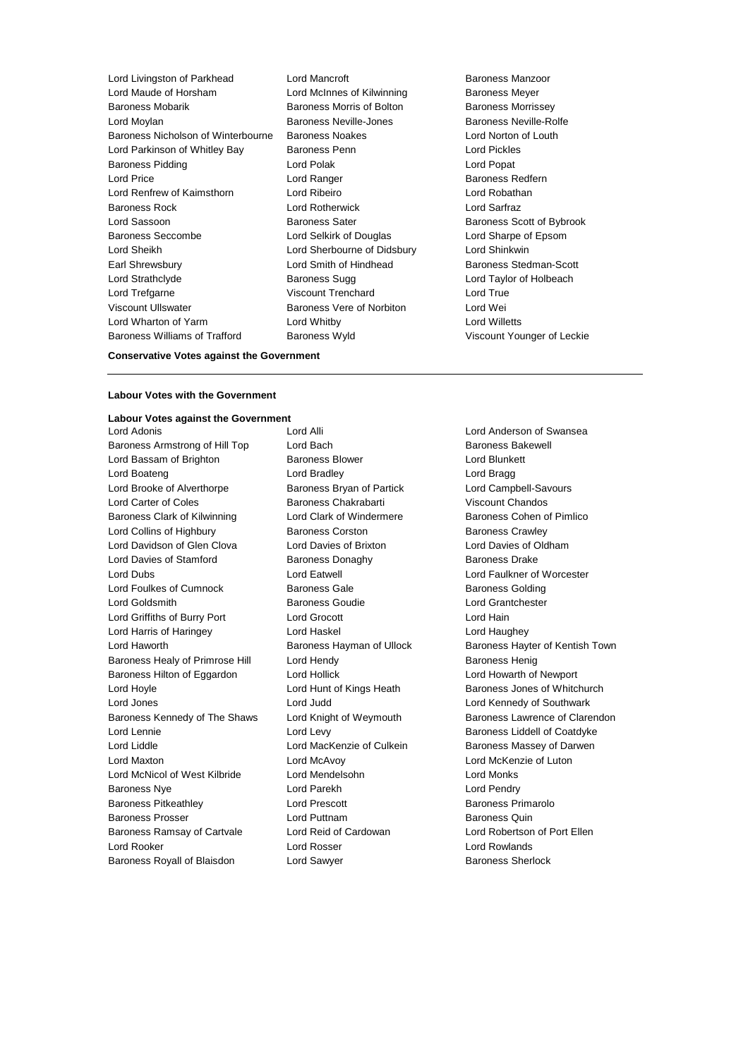Lord Livingston of Parkhead, Lord Mancroft, Baroness Manzoor, Lord Maude of Horsham, Lord McInnes of Kilwinning, Baroness Meyer, Baroness Mobarik, Baroness Morris of Bolton, Baroness Morrissey, Lord Moylan, Baroness Neville-Jones, Baroness Neville-Rolfe, Baroness Nicholson of Winterbourne, Baroness Noakes, Lord Norton of Louth, Lord Parkinson of Whitley Bay, Baroness Penn, Lord Pickles, Baroness Pidding, Lord Polak, Lord Popat, Lord Price, Lord Ranger, Baroness Redfern, Lord Renfrew of Kaimsthorn, Lord Ribeiro, Lord Robathan, Baroness Rock, Lord Rotherwick, Lord Sarfraz, Lord Sassoon, Baroness Sater, Baroness Scott of Bybrook, Baroness Seccombe, Lord Selkirk of Douglas, Lord Sharpe of Epsom, Lord Sheikh, Lord Sherbourne of Didsbury, Lord Shinkwin, Earl Shrewsbury, Lord Smith of Hindhead, Baroness Stedman-Scott, Lord Strathclyde, Baroness Sugg, Lord Taylor of Holbeach, Lord Trefgarne, Viscount Trenchard, Lord True, Viscount Ullswater, Baroness Vere of Norbiton, Lord Wei, Lord Wharton of Yarm, Lord Whitby, Lord Willetts, Baroness Williams of Trafford, Baroness Wyld, Viscount Younger of Leckie

**Conservative Votes against the Government**

---

**Labour Votes with the Government**

**Labour Votes against the Government**

Lord Adonis, Lord Alli, Lord Anderson of Swansea, Baroness Armstrong of Hill Top, Lord Bach, Baroness Bakewell, Lord Bassam of Brighton, Baroness Blower, Lord Blunkett, Lord Boateng, Lord Bradley, Lord Bragg, Lord Brooke of Alverthorpe, Baroness Bryan of Partick, Lord Campbell-Savours, Lord Carter of Coles, Baroness Chakrabarti, Viscount Chandos, Baroness Clark of Kilwinning, Lord Clark of Windermere, Baroness Cohen of Pimlico, Lord Collins of Highbury, Baroness Corston, Baroness Crawley, Lord Davidson of Glen Clova, Lord Davies of Brixton, Lord Davies of Oldham, Lord Davies of Stamford, Baroness Donaghy, Baroness Drake, Lord Dubs, Lord Eatwell, Lord Faulkner of Worcester, Lord Foulkes of Cumnock, Baroness Gale, Baroness Golding, Lord Goldsmith, Baroness Goudie, Lord Grantchester, Lord Griffiths of Burry Port, Lord Grocott, Lord Hain, Lord Harris of Haringey, Lord Haskel, Lord Haughey, Lord Haworth, Baroness Hayman of Ullock, Baroness Hayter of Kentish Town, Baroness Healy of Primrose Hill, Lord Hendy, Baroness Henig, Baroness Hilton of Eggardon, Lord Hollick, Lord Howarth of Newport, Lord Hoyle, Lord Hunt of Kings Heath, Baroness Jones of Whitchurch, Lord Jones, Lord Judd, Lord Kennedy of Southwark, Baroness Kennedy of The Shaws, Lord Knight of Weymouth, Baroness Lawrence of Clarendon, Lord Lennie, Lord Levy, Baroness Liddell of Coatdyke, Lord Liddle, Lord MacKenzie of Culkein, Baroness Massey of Darwen, Lord Maxton, Lord McAvoy, Lord McKenzie of Luton, Lord McNicol of West Kilbride, Lord Mendelsohn, Lord Monks, Baroness Nye, Lord Parekh, Lord Pendry, Baroness Pitkeathley, Lord Prescott, Baroness Primarolo, Baroness Prosser, Lord Puttnam, Baroness Quin, Baroness Ramsay of Cartvale, Lord Reid of Cardowan, Lord Robertson of Port Ellen, Lord Rooker, Lord Rosser, Lord Rowlands, Baroness Royall of Blaisdon, Lord Sawyer, Baroness Sherlock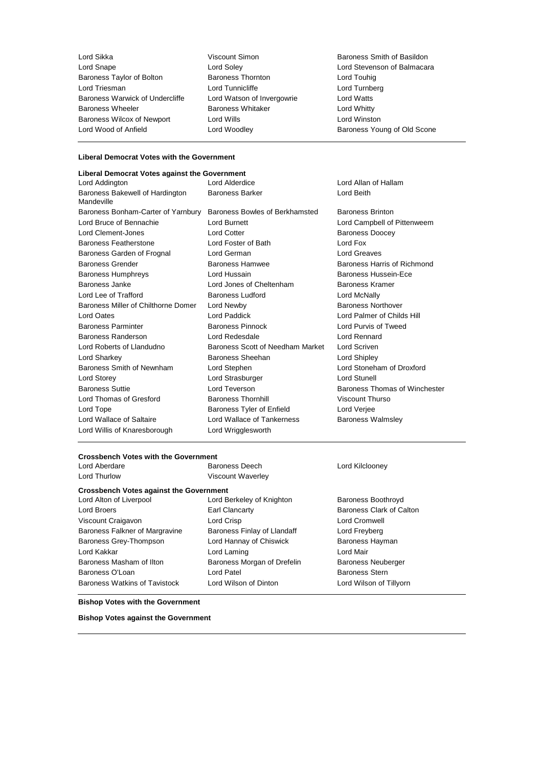Lord Sikka, Viscount Simon, Baroness Smith of Basildon, Lord Snape, Lord Soley, Lord Stevenson of Balmacara, Baroness Taylor of Bolton, Baroness Thornton, Lord Touhig, Lord Triesman, Lord Tunnicliffe, Lord Turnberg, Baroness Warwick of Undercliffe, Lord Watson of Invergowrie, Lord Watts, Baroness Wheeler, Baroness Whitaker, Lord Whitty, Baroness Wilcox of Newport, Lord Wills, Lord Winston, Lord Wood of Anfield, Lord Woodley, Baroness Young of Old Scone

---

**Liberal Democrat Votes with the Government**

**Liberal Democrat Votes against the Government**

Lord Addington, Lord Alderdice, Lord Allan of Hallam, Baroness Bakewell of Hardington Mandeville, Baroness Barker, Lord Beith, Baroness Bonham-Carter of Yarnbury, Baroness Bowles of Berkhamsted, Baroness Brinton, Lord Bruce of Bennachie, Lord Burnett, Lord Campbell of Pittenweem, Lord Clement-Jones, Lord Cotter, Baroness Doocey, Baroness Featherstone, Lord Foster of Bath, Lord Fox, Baroness Garden of Frognal, Lord German, Lord Greaves, Baroness Grender, Baroness Hamwee, Baroness Harris of Richmond, Baroness Humphreys, Lord Hussain, Baroness Hussein-Ece, Baroness Janke, Lord Jones of Cheltenham, Baroness Kramer, Lord Lee of Trafford, Baroness Ludford, Lord McNally, Baroness Miller of Chilthorne Domer, Lord Newby, Baroness Northover, Lord Oates, Lord Paddick, Lord Palmer of Childs Hill, Baroness Parminter, Baroness Pinnock, Lord Purvis of Tweed, Baroness Randerson, Lord Redesdale, Lord Rennard, Lord Roberts of Llandudno, Baroness Scott of Needham Market, Lord Scriven, Lord Sharkey, Baroness Sheehan, Lord Shipley, Baroness Smith of Newnham, Lord Stephen, Lord Stoneham of Droxford, Lord Storey, Lord Strasburger, Lord Stunell, Baroness Suttie, Lord Teverson, Baroness Thomas of Winchester, Lord Thomas of Gresford, Baroness Thornhill, Viscount Thurso, Lord Tope, Baroness Tyler of Enfield, Lord Verjee, Lord Wallace of Saltaire, Lord Wallace of Tankerness, Baroness Walmsley, Lord Willis of Knaresborough, Lord Wrigglesworth

---

**Crossbench Votes with the Government**

Lord Aberdare, Baroness Deech, Lord Kilclooney, Lord Thurlow, Viscount Waverley

**Crossbench Votes against the Government**

Lord Alton of Liverpool, Lord Berkeley of Knighton, Baroness Boothroyd, Lord Broers, Earl Clancarty, Baroness Clark of Calton, Viscount Craigavon, Lord Crisp, Lord Cromwell, Baroness Falkner of Margravine, Baroness Finlay of Llandaff, Lord Freyberg, Baroness Grey-Thompson, Lord Hannay of Chiswick, Baroness Hayman, Lord Kakkar, Lord Laming, Lord Mair, Baroness Masham of Ilton, Baroness Morgan of Drefelin, Baroness Neuberger, Baroness O'Loan, Lord Patel, Baroness Stern, Baroness Watkins of Tavistock, Lord Wilson of Dinton, Lord Wilson of Tillyorn

---

**Bishop Votes with the Government**

**Bishop Votes against the Government**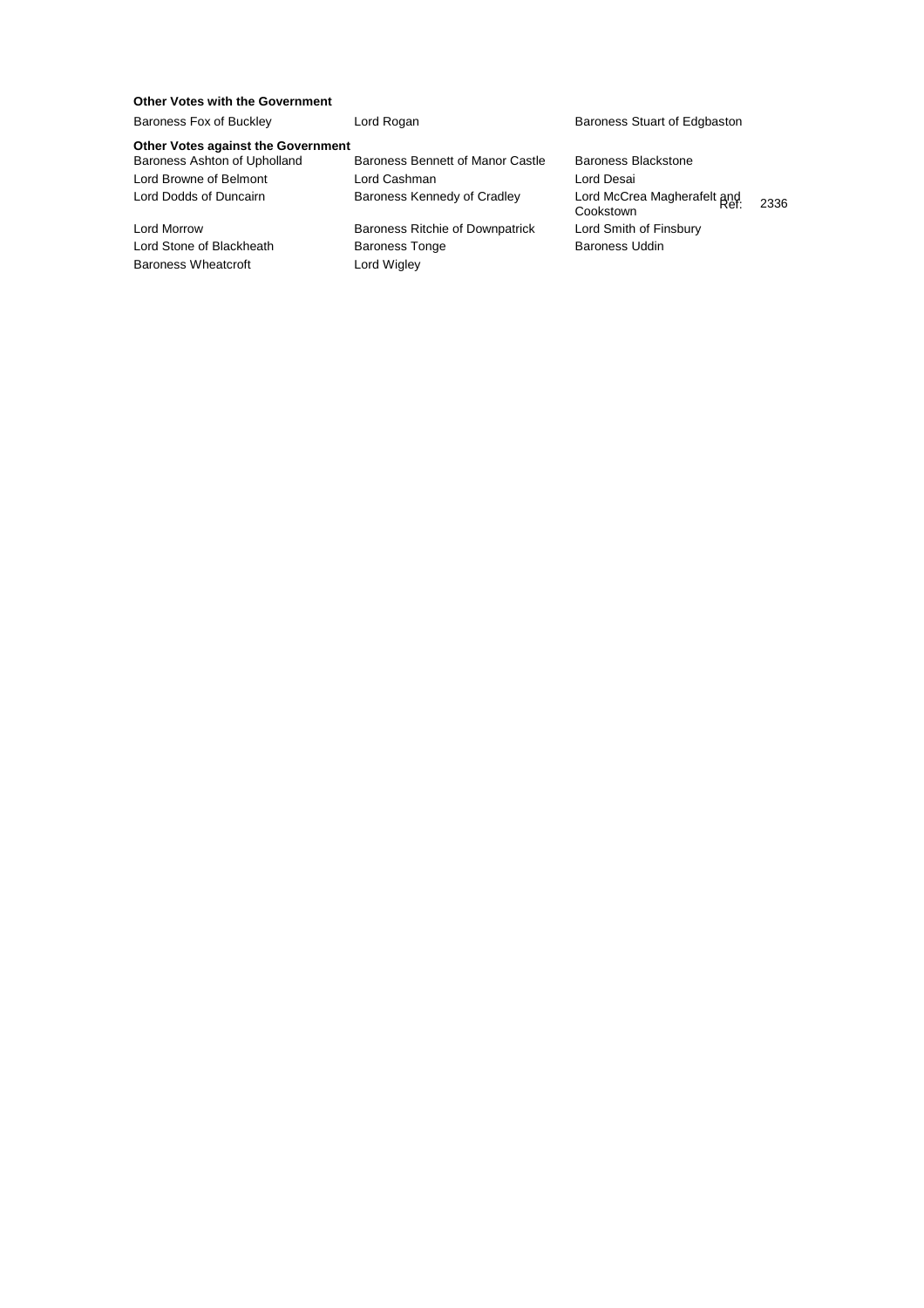**Other Votes with the Government**

| | | |
|---|---|---|
| Baroness Fox of Buckley | Lord Rogan | Baroness Stuart of Edgbaston |

**Other Votes against the Government**

| | | |
|---|---|---|
| Baroness Ashton of Upholland | Baroness Bennett of Manor Castle | Baroness Blackstone |
| Lord Browne of Belmont | Lord Cashman | Lord Desai |
| Lord Dodds of Duncairn | Baroness Kennedy of Cradley | Lord McCrea Magherafelt and Cookstown |
| Lord Morrow | Baroness Ritchie of Downpatrick | Lord Smith of Finsbury |
| Lord Stone of Blackheath | Baroness Tonge | Baroness Uddin |
| Baroness Wheatcroft | Lord Wigley | |

Ref: 2336